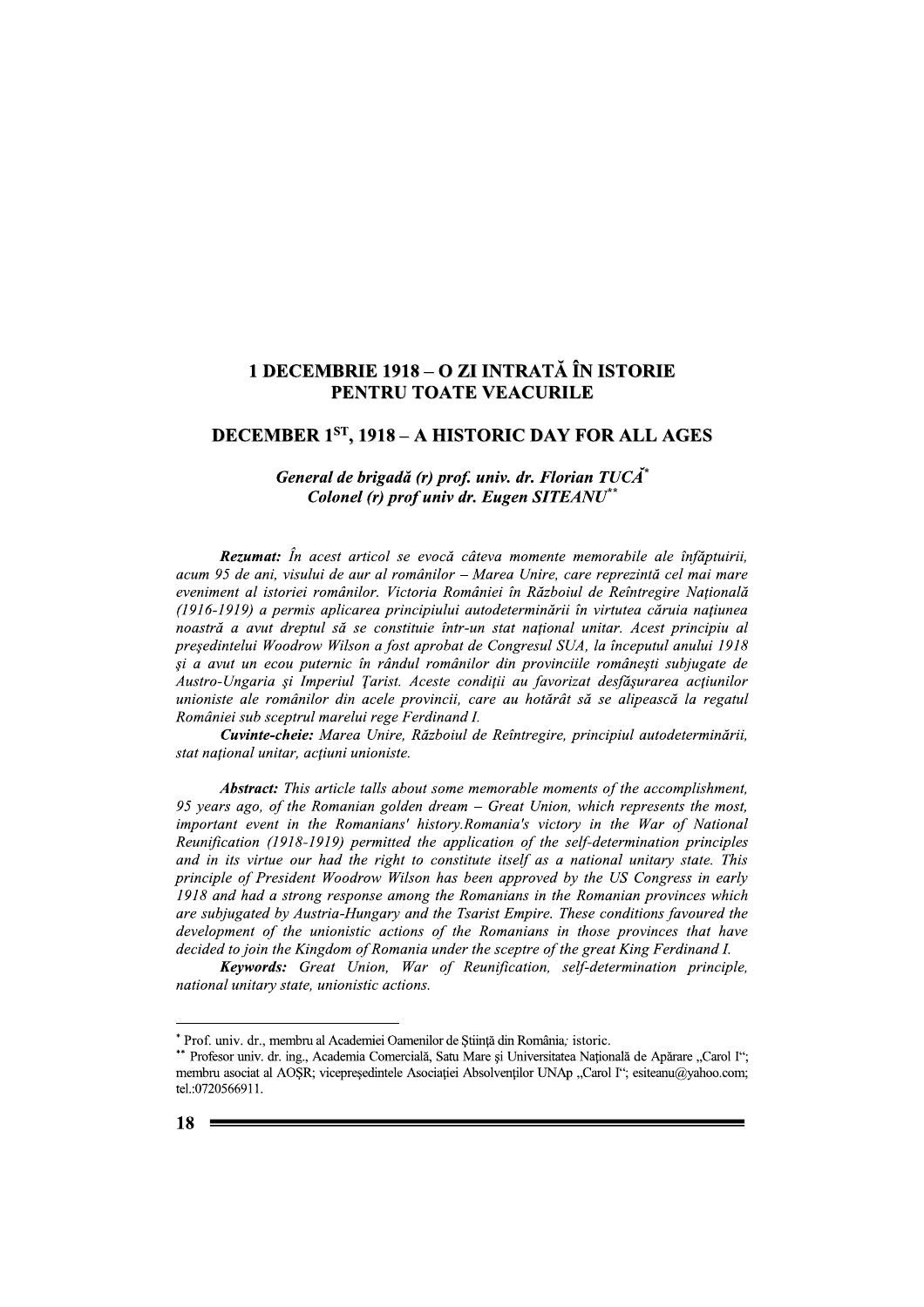# 1 DECEMBRIE 1918 – O ZI INTRATĂ ÎN ISTORIE PENTRU TOATE VEACURILE

# DECEMBER 1ST, 1918 – A HISTORIC DAY FOR ALL AGES

***General de brigadă (r) prof. univ. dr. Florian TUCĂ*** [*]
***Colonel (r) prof univ dr. Eugen SITEANU*** [**]

***Rezumat:*** *În acest articol se evocă câteva momente memorabile ale înfăptuirii, acum 95 de ani, visului de aur al românilor – Marea Unire, care reprezintă cel mai mare eveniment al istoriei românilor. Victoria României în Războiul de Reîntregire Națională (1916-1919) a permis aplicarea principiului autodeterminării în virtutea căruia națiunea noastră a avut dreptul să se constituie într-un stat național unitar. Acest principiu al președintelui Woodrow Wilson a fost aprobat de Congresul SUA, la începutul anului 1918 şi a avut un ecou puternic în rândul românilor din provinciile româneşti subjugate de Austro-Ungaria şi Imperiul Țarist. Aceste condiții au favorizat desfăşurarea acțiunilor unioniste ale românilor din acele provincii, care au hotărât să se alipească la regatul României sub sceptrul marelui rege Ferdinand I.*

***Cuvinte-cheie:*** *Marea Unire, Războiul de Reîntregire, principiul autodeterminării, stat național unitar, acțiuni unioniste.*

***Abstract:*** *This article talls about some memorable moments of the accomplishment, 95 years ago, of the Romanian golden dream – Great Union, which represents the most, important event in the Romanians' history.Romania's victory in the War of National Reunification (1918-1919) permitted the application of the self-determination principles and in its virtue our had the right to constitute itself as a national unitary state. This principle of President Woodrow Wilson has been approved by the US Congress in early 1918 and had a strong response among the Romanians in the Romanian provinces which are subjugated by Austria-Hungary and the Tsarist Empire. These conditions favoured the development of the unionistic actions of the Romanians in those provinces that have decided to join the Kingdom of Romania under the sceptre of the great King Ferdinand I.*

***Keywords:*** *Great Union, War of Reunification, self-determination principle, national unitary state, unionistic actions.*

---

[*] Prof. univ. dr., membru al Academiei Oamenilor de Ştiință din România; istoric.

[**] Profesor univ. dr. ing., Academia Comercială, Satu Mare şi Universitatea Națională de Apărare „Carol I"; membru asociat al AOŞR; vicepreşedintele Asociației Absolvenților UNAp „Carol I"; esiteanu@yahoo.com; tel.:0720566911.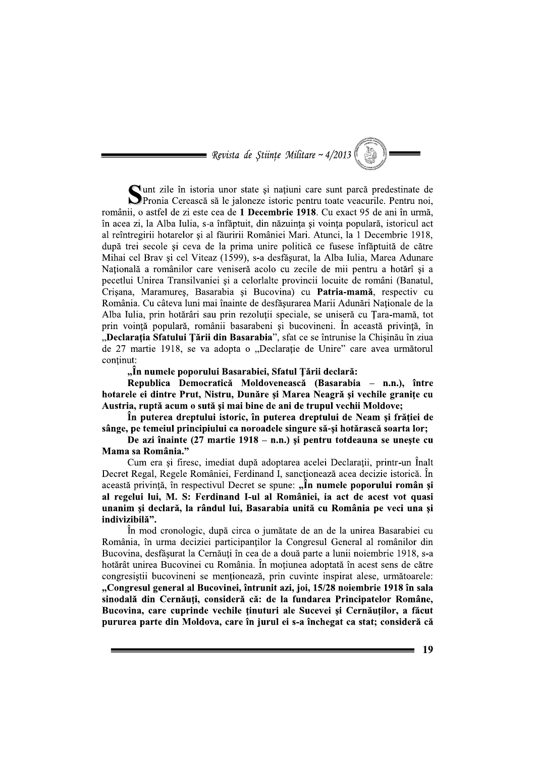Sunt zile în istoria unor state şi naţiuni care sunt parcă predestinate de Pronia Cerească să le jaloneze istoric pentru toate veacurile. Pentru noi, românii, o astfel de zi este cea de **1 Decembrie 1918**. Cu exact 95 de ani în urmă, în acea zi, la Alba Iulia, s-a înfăptuit, din năzuinţa şi voinţa populară, istoricul act al reîntregirii hotarelor şi al făuririi României Mari. Atunci, la 1 Decembrie 1918, după trei secole şi ceva de la prima unire politică ce fusese înfăptuită de către Mihai cel Brav şi cel Viteaz (1599), s-a desfăşurat, la Alba Iulia, Marea Adunare Naţională a românilor care veniseră acolo cu zecile de mii pentru a hotărî şi a pecetlui Unirea Transilvaniei şi a celorlalte provincii locuite de români (Banatul, Crişana, Maramureş, Basarabia şi Bucovina) cu **Patria-mamă**, respectiv cu România. Cu câteva luni mai înainte de desfăşurarea Marii Adunări Naţionale de la Alba Iulia, prin hotărâri sau prin rezoluţii speciale, se uniseră cu Ţara-mamă, tot prin voinţă populară, românii basarabeni şi bucovineni. În această privinţă, în „**Declaraţia Sfatului Ţării din Basarabia**", sfat ce se întrunise la Chişinău în ziua de 27 martie 1918, se va adopta o „Declaraţie de Unire" care avea următorul conţinut:

**„În numele poporului Basarabiei, Sfatul Ţării declară:**

**Republica Democratică Moldovenească (Basarabia – n.n.), între hotarele ei dintre Prut, Nistru, Dunăre şi Marea Neagră şi vechile graniţe cu Austria, ruptă acum o sută şi mai bine de ani de trupul vechii Moldove;**

**În puterea dreptului istoric, în puterea dreptului de Neam şi frăţiei de sânge, pe temeiul principiului ca noroadele singure să-şi hotărască soarta lor;**

**De azi înainte (27 martie 1918 – n.n.) şi pentru totdeauna se uneşte cu Mama sa România."**

Cum era şi firesc, imediat după adoptarea acelei Declaraţii, printr-un Înalt Decret Regal, Regele României, Ferdinand I, sancţionează acea decizie istorică. În această privinţă, în respectivul Decret se spune: **„În numele poporului român şi al regelui lui, M. S: Ferdinand I-ul al României, ia act de acest vot quasi unanim şi declară, la rândul lui, Basarabia unită cu România pe veci una şi indivizibilă".**

În mod cronologic, după circa o jumătate de an de la unirea Basarabiei cu România, în urma deciziei participanţilor la Congresul General al românilor din Bucovina, desfăşurat la Cernăuţi în cea de a doua parte a lunii noiembrie 1918, s-a hotărât unirea Bucovinei cu România. În moţiunea adoptată în acest sens de către congresiştii bucovineni se menţionează, prin cuvinte inspirat alese, următoarele: **„Congresul general al Bucovinei, întrunit azi, joi, 15/28 noiembrie 1918 în sala sinodală din Cernăuţi, consideră că: de la fundarea Principatelor Române, Bucovina, care cuprinde vechile ţinuturi ale Sucevei şi Cernăuţilor, a făcut pururea parte din Moldova, care în jurul ei s-a închegat ca stat; consideră că**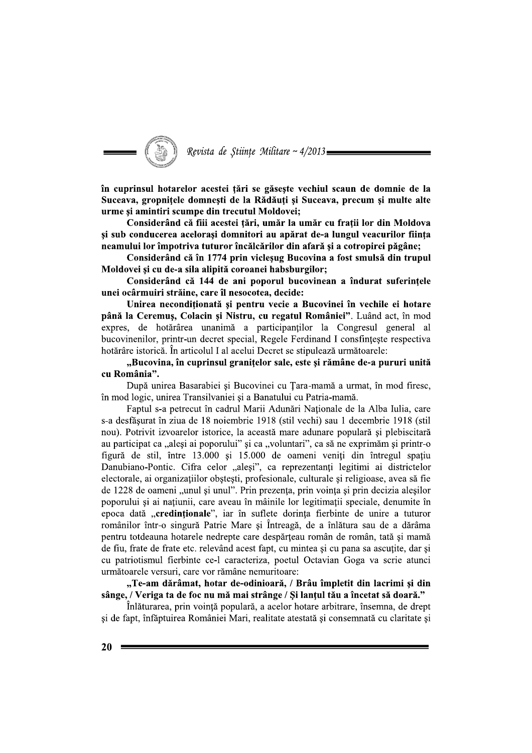**în cuprinsul hotarelor acestei ţări se găseşte vechiul scaun de domnie de la Suceava, gropniţele domneşti de la Rădăuţi şi Suceava, precum şi multe alte urme şi amintiri scumpe din trecutul Moldovei;**

**Considerând că fiii acestei ţări, umăr la umăr cu fraţii lor din Moldova şi sub conducerea aceloraşi domnitori au apărat de-a lungul veacurilor fiinţa neamului lor împotriva tuturor încălcărilor din afară şi a cotropirei păgâne;**

**Considerând că în 1774 prin vicleşug Bucovina a fost smulsă din trupul Moldovei şi cu de-a sila alipită coroanei habsburgilor;**

**Considerând că 144 de ani poporul bucovinean a îndurat suferinţele unei ocârmuiri străine, care îl nesocotea, decide:**

**Unirea necondiţionată şi pentru vecie a Bucovinei în vechile ei hotare până la Ceremuş, Colacin şi Nistru, cu regatul României"**. Luând act, în mod expres, de hotărârea unanimă a participanţilor la Congresul general al bucovinenilor, printr-un decret special, Regele Ferdinand I consfinţeşte respectiva hotărâre istorică. În articolul I al acelui Decret se stipulează următoarele:

**„Bucovina, în cuprinsul graniţelor sale, este şi rămâne de-a pururi unită cu România".**

După unirea Basarabiei şi Bucovinei cu Ţara-mamă a urmat, în mod firesc, în mod logic, unirea Transilvaniei şi a Banatului cu Patria-mamă.

Faptul s-a petrecut în cadrul Marii Adunări Naţionale de la Alba Iulia, care s-a desfăşurat în ziua de 18 noiembrie 1918 (stil vechi) sau 1 decembrie 1918 (stil nou). Potrivit izvoarelor istorice, la această mare adunare populară şi plebiscitară au participat ca „aleşi ai poporului" şi ca „voluntari", ca să ne exprimăm şi printr-o figură de stil, între 13.000 şi 15.000 de oameni veniţi din întregul spaţiu Danubiano-Pontic. Cifra celor „aleşi", ca reprezentanţi legitimi ai districtelor electorale, ai organizaţiilor obşteşti, profesionale, culturale şi religioase, avea să fie de 1228 de oameni „unul şi unul". Prin prezenţa, prin voinţa şi prin decizia aleşilor poporului şi ai naţiunii, care aveau în mâinile lor legitimaţii speciale, denumite în epoca dată „**credinţionale**", iar în suflete dorinţa fierbinte de unire a tuturor românilor într-o singură Patrie Mare şi Întreagă, de a înlătura sau de a dărâma pentru totdeauna hotarele nedrepte care despărţeau român de român, tată şi mamă de fiu, frate de frate etc. relevând acest fapt, cu mintea şi cu pana sa ascuţite, dar şi cu patriotismul fierbinte ce-l caracteriza, poetul Octavian Goga va scrie atunci următoarele versuri, care vor rămâne nemuritoare:

**„Te-am dărâmat, hotar de-odinioară, / Brâu împletit din lacrimi şi din sânge, / Veriga ta de foc nu mă mai strânge / Şi lanţul tău a încetat să doară."**

Înlăturarea, prin voinţă populară, a acelor hotare arbitrare, însemna, de drept şi de fapt, înfăptuirea României Mari, realitate atestată şi consemnată cu claritate şi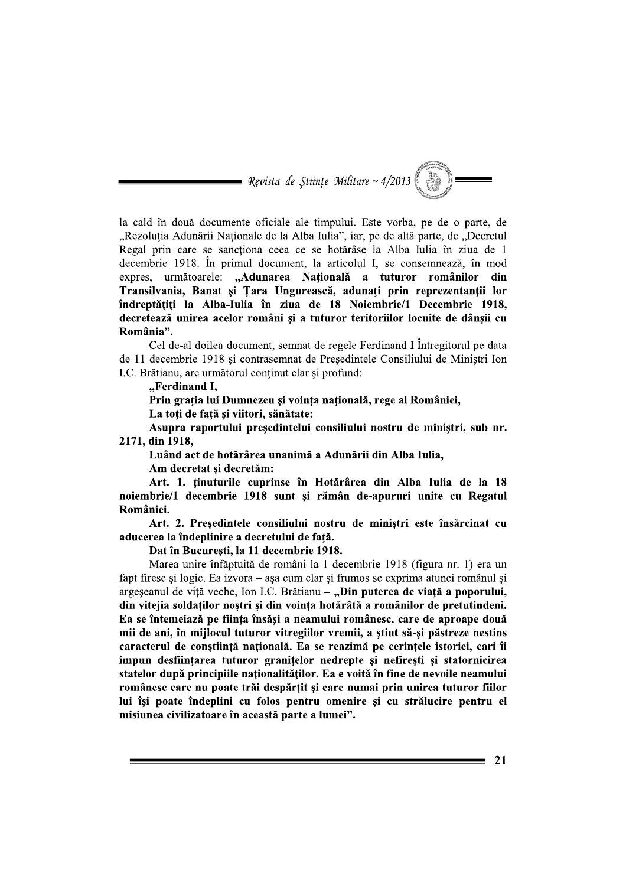la cald în două documente oficiale ale timpului. Este vorba, pe de o parte, de „Rezoluția Adunării Naționale de la Alba Iulia", iar, pe de altă parte, de „Decretul Regal prin care se sancționa ceea ce se hotărâse la Alba Iulia în ziua de 1 decembrie 1918. În primul document, la articolul I, se consemnează, în mod expres, următoarele: **„Adunarea Națională a tuturor românilor din Transilvania, Banat și Țara Ungurească, adunați prin reprezentanții lor îndreptățiți la Alba-Iulia în ziua de 18 Noiembrie/1 Decembrie 1918, decretează unirea acelor români și a tuturor teritoriilor locuite de dânșii cu România".**

Cel de-al doilea document, semnat de regele Ferdinand I Întregitorul pe data de 11 decembrie 1918 și contrasemnat de Președintele Consiliului de Miniștri Ion I.C. Brătianu, are următorul conținut clar și profund:

**„Ferdinand I,**

**Prin grația lui Dumnezeu și voința națională, rege al României,**

**La toți de față și viitori, sănătate:**

**Asupra raportului președintelui consiliului nostru de miniștri, sub nr. 2171, din 1918,**

**Luând act de hotărârea unanimă a Adunării din Alba Iulia,**

**Am decretat și decretăm:**

**Art. 1. ținuturile cuprinse în Hotărârea din Alba Iulia de la 18 noiembrie/1 decembrie 1918 sunt și rămân de-apururi unite cu Regatul României.**

**Art. 2. Președintele consiliului nostru de miniștri este însărcinat cu aducerea la îndeplinire a decretului de față.**

**Dat în București, la 11 decembrie 1918.**

Marea unire înfăptuită de români la 1 decembrie 1918 (figura nr. 1) era un fapt firesc și logic. Ea izvora – așa cum clar și frumos se exprima atunci românul și argeșeanul de viță veche, Ion I.C. Brătianu – **„Din puterea de viață a poporului, din vitejia soldaților noștri și din voința hotărâtă a românilor de pretutindeni. Ea se întemeiază pe ființa însăși a neamului românesc, care de aproape două mii de ani, în mijlocul tuturor vitregiilor vremii, a știut să-și păstreze nestins caracterul de conștiință națională. Ea se reazimă pe cerințele istoriei, cari îi impun desființarea tuturor granițelor nedrepte și nefirești și statornicirea statelor după principiile naționalităților. Ea e voită în fine de nevoile neamului românesc care nu poate trăi despărțit și care numai prin unirea tuturor fiilor lui își poate îndeplini cu folos pentru omenire și cu strălucire pentru el misiunea civilizatoare în această parte a lumei".**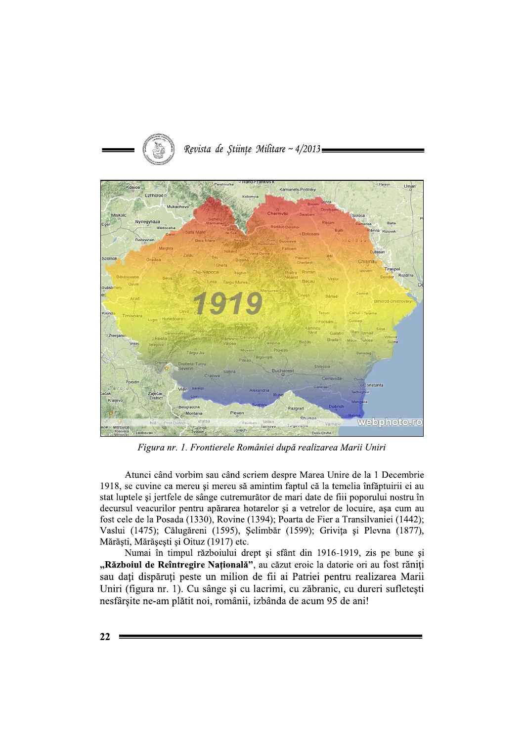Figura nr. 1. Frontierele României după realizarea Marii Uniri

Atunci când vorbim sau când scriem despre Marea Unire de la 1 Decembrie 1918, se cuvine ca mereu şi mereu să amintim faptul că la temelia înfăptuirii ei au stat luptele şi jertfele de sânge cutremurător de mari date de fiii poporului nostru în decursul veacurilor pentru apărarea hotarelor şi a vetrelor de locuire, aşa cum au fost cele de la Posada (1330), Rovine (1394); Poarta de Fier a Transilvaniei (1442); Vaslui (1475); Călugăreni (1595), Şelimbăr (1599); Griviţa şi Plevna (1877), Mărăşti, Mărăşeşti şi Oituz (1917) etc.

Numai în timpul războiului drept şi sfânt din 1916-1919, zis pe bune şi **„Războiul de Reîntregire Naţională"**, au căzut eroic la datorie ori au fost răniţi sau daţi dispăruţi peste un milion de fii ai Patriei pentru realizarea Marii Uniri (figura nr. 1). Cu sânge şi cu lacrimi, cu zăbranic, cu dureri sufleteşti nesfârşite ne-am plătit noi, românii, izbânda de acum 95 de ani!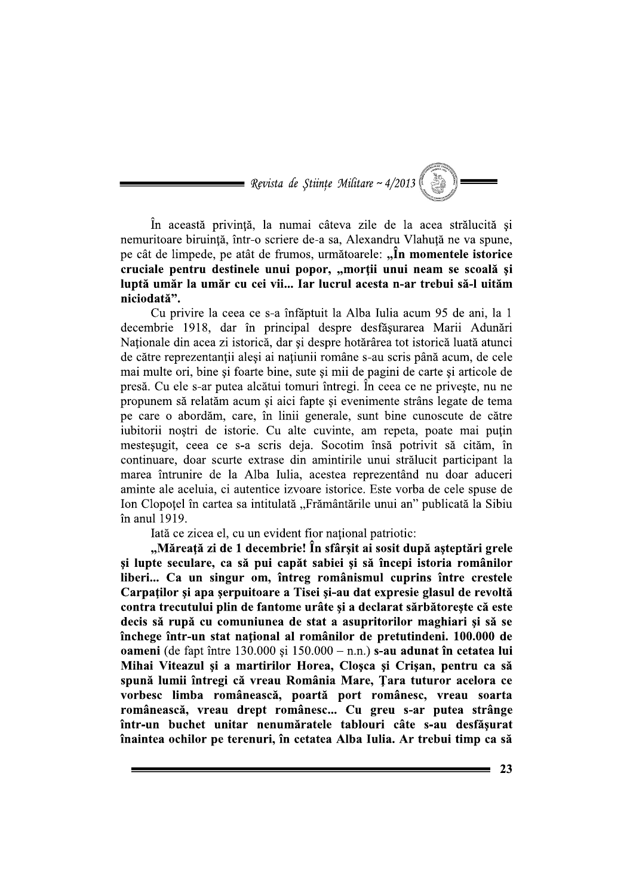În această privință, la numai câteva zile de la acea strălucită și nemuritoare biruință, într-o scriere de-a sa, Alexandru Vlahuță ne va spune, pe cât de limpede, pe atât de frumos, următoarele: **„În momentele istorice cruciale pentru destinele unui popor, „morții unui neam se scoală și luptă umăr la umăr cu cei vii... Iar lucrul acesta n-ar trebui să-l uităm niciodată”.**

Cu privire la ceea ce s-a înfăptuit la Alba Iulia acum 95 de ani, la 1 decembrie 1918, dar în principal despre desfășurarea Marii Adunări Naționale din acea zi istorică, dar și despre hotărârea tot istorică luată atunci de către reprezentanții aleși ai națiunii române s-au scris până acum, de cele mai multe ori, bine și foarte bine, sute și mii de pagini de carte și articole de presă. Cu ele s-ar putea alcătui tomuri întregi. În ceea ce ne privește, nu ne propunem să relatăm acum și aici fapte și evenimente strâns legate de tema pe care o abordăm, care, în linii generale, sunt bine cunoscute de către iubitorii noștri de istorie. Cu alte cuvinte, am repeta, poate mai puțin meșteșugit, ceea ce s-a scris deja. Socotim însă potrivit să cităm, în continuare, doar scurte extrase din amintirile unui strălucit participant la marea întrunire de la Alba Iulia, acestea reprezentând nu doar aduceri aminte ale aceluia, ci autentice izvoare istorice. Este vorba de cele spuse de Ion Clopoțel în cartea sa intitulată „Frământările unui an” publicată la Sibiu în anul 1919.

Iată ce zicea el, cu un evident fior național patriotic:

**„Măreață zi de 1 decembrie! În sfârșit ai sosit după așteptări grele și lupte seculare, ca să pui capăt sabiei și să începi istoria românilor liberi... Ca un singur om, întreg românismul cuprins între crestele Carpaților și apa șerpuitoare a Tisei și-au dat expresie glasul de revoltă contra trecutului plin de fantome urâte și a declarat sărbătorește că este decis să rupă cu comuniunea de stat a asupritorilor maghiari și să se închege într-un stat național al românilor de pretutindeni. 100.000 de oameni** (de fapt între 130.000 și 150.000 – n.n.) **s-au adunat în cetatea lui Mihai Viteazul și a martirilor Horea, Cloșca și Crișan, pentru ca să spună lumii întregi că vreau România Mare, Țara tuturor acelora ce vorbesc limba românească, poartă port românesc, vreau soarta românească, vreau drept românesc... Cu greu s-ar putea strânge într-un buchet unitar nenumăratele tablouri câte s-au desfășurat înaintea ochilor pe terenuri, în cetatea Alba Iulia. Ar trebui timp ca să**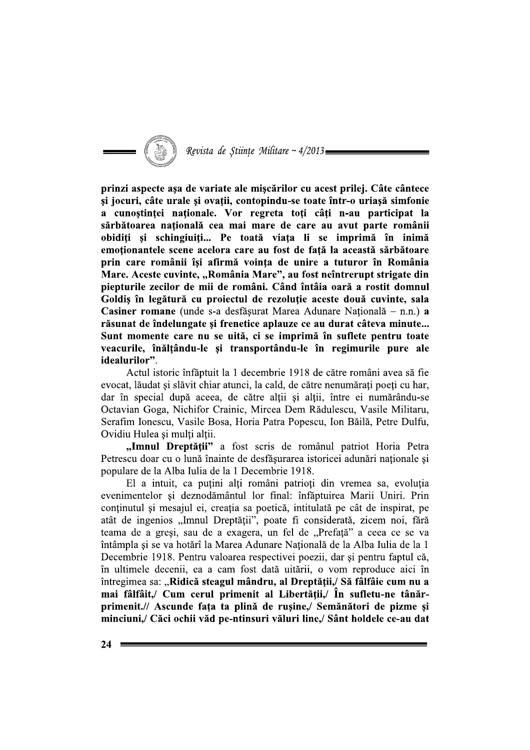**prinzi aspecte aşa de variate ale mişcărilor cu acest prilej. Câte cântece şi jocuri, câte urale şi ovaţii, contopindu-se toate într-o uriaşă simfonie a cunoştinţei naţionale. Vor regreta toţi câţi n-au participat la sărbătoarea naţională cea mai mare de care au avut parte românii obidiţi şi schingiuiţi... Pe toată viaţa li se imprimă în inimă emoţionantele scene acelora care au fost de faţă la această sărbătoare prin care românii îşi afirmă voinţa de unire a tuturor în România Mare. Aceste cuvinte, „România Mare", au fost neîntrerupt strigate din piepturile zecilor de mii de români. Când întâia oară a rostit domnul Goldiş în legătură cu proiectul de rezoluţie aceste două cuvinte, sala Casiner romane** (unde s-a desfăşurat Marea Adunare Naţională – n.n.) **a răsunat de îndelungate şi frenetice aplauze ce au durat câteva minute... Sunt momente care nu se uită, ci se imprimă în suflete pentru toate veacurile, înălţându-le şi transportându-le în regimurile pure ale idealurilor".**

Actul istoric înfăptuit la 1 decembrie 1918 de către români avea să fie evocat, lăudat şi slăvit chiar atunci, la cald, de către nenumăraţi poeţi cu har, dar în special după aceea, de către alţii şi alţii, între ei numărându-se Octavian Goga, Nichifor Crainic, Mircea Dem Rădulescu, Vasile Militaru, Serafim Ionescu, Vasile Bosa, Horia Patra Popescu, Ion Băilă, Petre Dulfu, Ovidiu Hulea şi mulţi alţii.

**„Imnul Dreptăţii"** a fost scris de românul patriot Horia Petra Petrescu doar cu o lună înainte de desfăşurarea istoricei adunări naţionale şi populare de la Alba Iulia de la 1 Decembrie 1918.

El a intuit, ca puţini alţi români patrioţi din vremea sa, evoluţia evenimentelor şi deznodământul lor final: înfăptuirea Marii Uniri. Prin conţinutul şi mesajul ei, creaţia sa poetică, intitulată pe cât de inspirat, pe atât de ingenios „Imnul Dreptăţii", poate fi considerată, zicem noi, fără teama de a greşi, sau de a exagera, un fel de „Prefaţă" a ceea ce se va întâmpla şi se va hotărî la Marea Adunare Naţională de la Alba Iulia de la 1 Decembrie 1918. Pentru valoarea respectivei poezii, dar şi pentru faptul că, în ultimele decenii, ea a cam fost dată uitării, o vom reproduce aici în întregimea sa: **„Ridică steagul mândru, al Dreptăţii,/ Să fâlfâie cum nu a mai fâlfâit,/ Cum cerul primenit al Libertăţii,/ În sufletu-ne tânăr-primenit.// Ascunde faţa ta plină de ruşine,/ Semănători de pizme şi minciuni,/ Căci ochii văd pe-ntinsuri valuri line,/ Sânt holdele ce-au dat**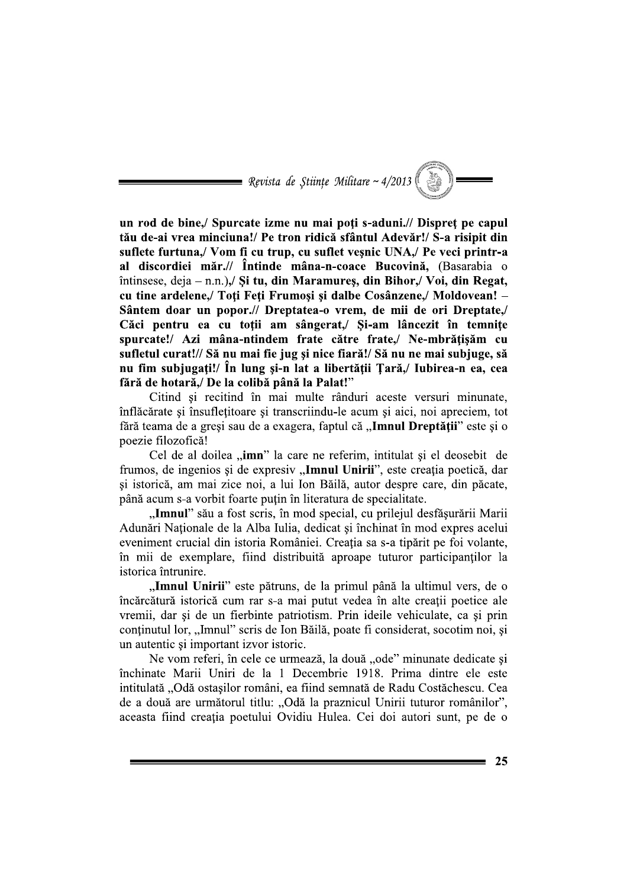**un rod de bine,/ Spurcate izme nu mai poţi s-aduni.// Dispreţ pe capul tău de-ai vrea minciuna!/ Pe tron ridică sfântul Adevăr!/ S-a risipit din suflete furtuna,/ Vom fi cu trup, cu suflet veşnic UNA,/ Pe veci printr-a al discordiei măr.// Întinde mâna-n-coace Bucovină,** (Basarabia o întinsese, deja – n.n.),**/ Şi tu, din Maramureş, din Bihor,/ Voi, din Regat, cu tine ardelene,/ Toţi Feţi Frumoşi şi dalbe Cosânzene,/ Moldovean! – Sântem doar un popor.// Dreptatea-o vrem, de mii de ori Dreptate,/ Căci pentru ea cu toţii am sângerat,/ Şi-am lâncezit în temniţe spurcate!/ Azi mâna-ntindem frate către frate,/ Ne-mbrăţişăm cu sufletul curat!// Să nu mai fie jug şi nice fiară!/ Să nu ne mai subjuge, să nu fim subjugaţi!/ În lung şi-n lat a libertăţii Ţară,/ Iubirea-n ea, cea fără de hotară,/ De la colibă până la Palat!**"

Citind şi recitind în mai multe rânduri aceste versuri minunate, înflăcărate şi însufleţitoare şi transcriindu-le acum şi aici, noi apreciem, tot fără teama de a greşi sau de a exagera, faptul că „**Imnul Dreptăţii**" este şi o poezie filozofică!

Cel de al doilea „**imn**" la care ne referim, intitulat şi el deosebit de frumos, de ingenios şi de expresiv „**Imnul Unirii**", este creaţia poetică, dar şi istorică, am mai zice noi, a lui Ion Băilă, autor despre care, din păcate, până acum s-a vorbit foarte puţin în literatura de specialitate.

„**Imnul**" său a fost scris, în mod special, cu prilejul desfăşurării Marii Adunări Naţionale de la Alba Iulia, dedicat şi închinat în mod expres acelui eveniment crucial din istoria României. Creaţia sa s-a tipărit pe foi volante, în mii de exemplare, fiind distribuită aproape tuturor participanţilor la istorica întrunire.

„**Imnul Unirii**" este pătruns, de la primul până la ultimul vers, de o încărcătură istorică cum rar s-a mai putut vedea în alte creaţii poetice ale vremii, dar şi de un fierbinte patriotism. Prin ideile vehiculate, ca şi prin conţinutul lor, „Imnul" scris de Ion Băilă, poate fi considerat, socotim noi, şi un autentic şi important izvor istoric.

Ne vom referi, în cele ce urmează, la două „ode" minunate dedicate şi închinate Marii Uniri de la 1 Decembrie 1918. Prima dintre ele este intitulată „Odă ostaşilor români, ea fiind semnată de Radu Costăchescu. Cea de a două are următorul titlu: „Odă la praznicul Unirii tuturor românilor", aceasta fiind creaţia poetului Ovidiu Hulea. Cei doi autori sunt, pe de o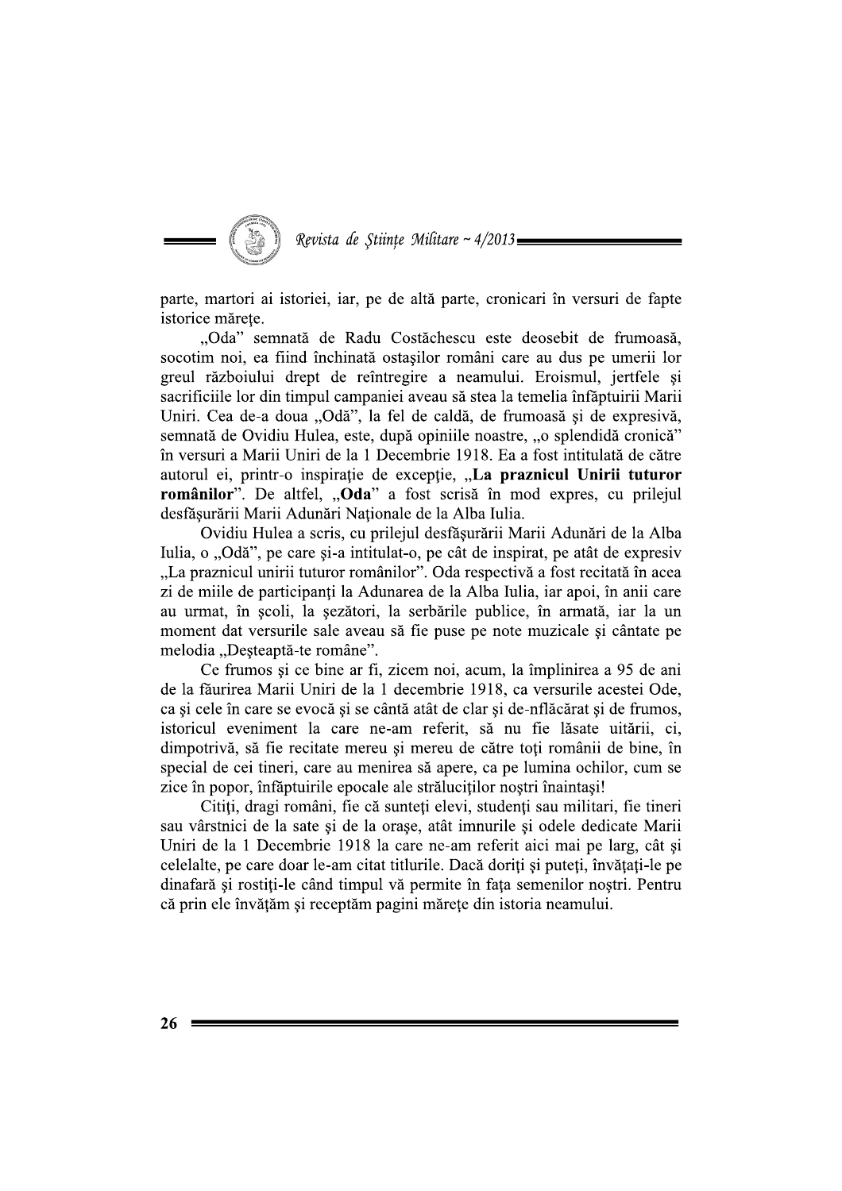parte, martori ai istoriei, iar, pe de altă parte, cronicari în versuri de fapte istorice mărețe.

„Oda" semnată de Radu Costăchescu este deosebit de frumoasă, socotim noi, ea fiind închinată ostașilor români care au dus pe umerii lor greul războiului drept de reîntregire a neamului. Eroismul, jertfele și sacrificiile lor din timpul campaniei aveau să stea la temelia înfăptuirii Marii Uniri. Cea de-a doua „Odă", la fel de caldă, de frumoasă și de expresivă, semnată de Ovidiu Hulea, este, după opiniile noastre, „o splendidă cronică" în versuri a Marii Uniri de la 1 Decembrie 1918. Ea a fost intitulată de către autorul ei, printr-o inspirație de excepție, „**La praznicul Unirii tuturor românilor**". De altfel, „**Oda**" a fost scrisă în mod expres, cu prilejul desfășurării Marii Adunări Naționale de la Alba Iulia.

Ovidiu Hulea a scris, cu prilejul desfășurării Marii Adunări de la Alba Iulia, o „Odă", pe care și-a intitulat-o, pe cât de inspirat, pe atât de expresiv „La praznicul unirii tuturor românilor". Oda respectivă a fost recitată în acea zi de miile de participanți la Adunarea de la Alba Iulia, iar apoi, în anii care au urmat, în școli, la șezători, la serbările publice, în armată, iar la un moment dat versurile sale aveau să fie puse pe note muzicale și cântate pe melodia „Deșteaptă-te române".

Ce frumos și ce bine ar fi, zicem noi, acum, la împlinirea a 95 de ani de la făurirea Marii Uniri de la 1 decembrie 1918, ca versurile acestei Ode, ca și cele în care se evocă și se cântă atât de clar și de-nflăcărat și de frumos, istoricul eveniment la care ne-am referit, să nu fie lăsate uitării, ci, dimpotrivă, să fie recitate mereu și mereu de către toți românii de bine, în special de cei tineri, care au menirea să apere, ca pe lumina ochilor, cum se zice în popor, înfăptuirile epocale ale străluciților noștri înaintași!

Citiți, dragi români, fie că sunteți elevi, studenți sau militari, fie tineri sau vârstnici de la sate și de la orașe, atât imnurile și odele dedicate Marii Uniri de la 1 Decembrie 1918 la care ne-am referit aici mai pe larg, cât și celelalte, pe care doar le-am citat titlurile. Dacă doriți și puteți, învățați-le pe dinafară și rostiți-le când timpul vă permite în fața semenilor noștri. Pentru că prin ele învățăm și receptăm pagini mărețe din istoria neamului.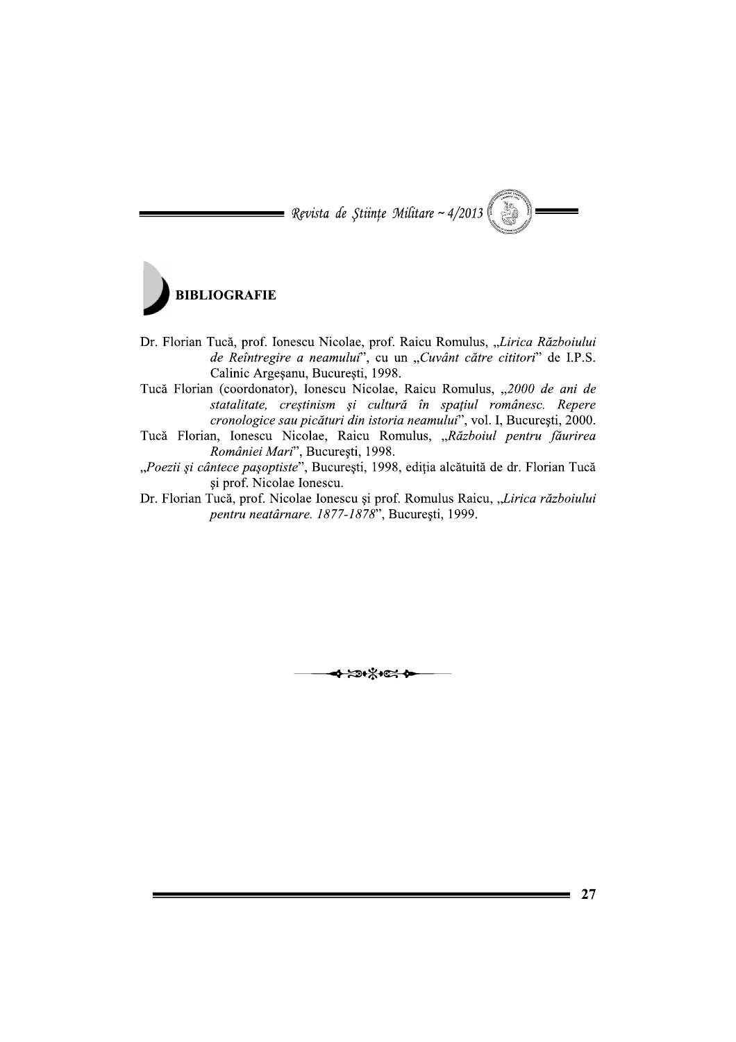## BIBLIOGRAFIE

Dr. Florian Tucă, prof. Ionescu Nicolae, prof. Raicu Romulus, „*Lirica Războiului de Reîntregire a neamului*", cu un „*Cuvânt către cititori*" de I.P.S. Calinic Argeşanu, Bucureşti, 1998.

Tucă Florian (coordonator), Ionescu Nicolae, Raicu Romulus, „*2000 de ani de statalitate, creştinism şi cultură în spaţiul românesc. Repere cronologice sau picături din istoria neamului*", vol. I, Bucureşti, 2000.

Tucă Florian, Ionescu Nicolae, Raicu Romulus, „*Războiul pentru făurirea României Mari*", Bucureşti, 1998.

„*Poezii şi cântece paşoptiste*", Bucureşti, 1998, ediţia alcătuită de dr. Florian Tucă şi prof. Nicolae Ionescu.

Dr. Florian Tucă, prof. Nicolae Ionescu şi prof. Romulus Raicu, „*Lirica războiului pentru neatârnare. 1877-1878*", Bucureşti, 1999.